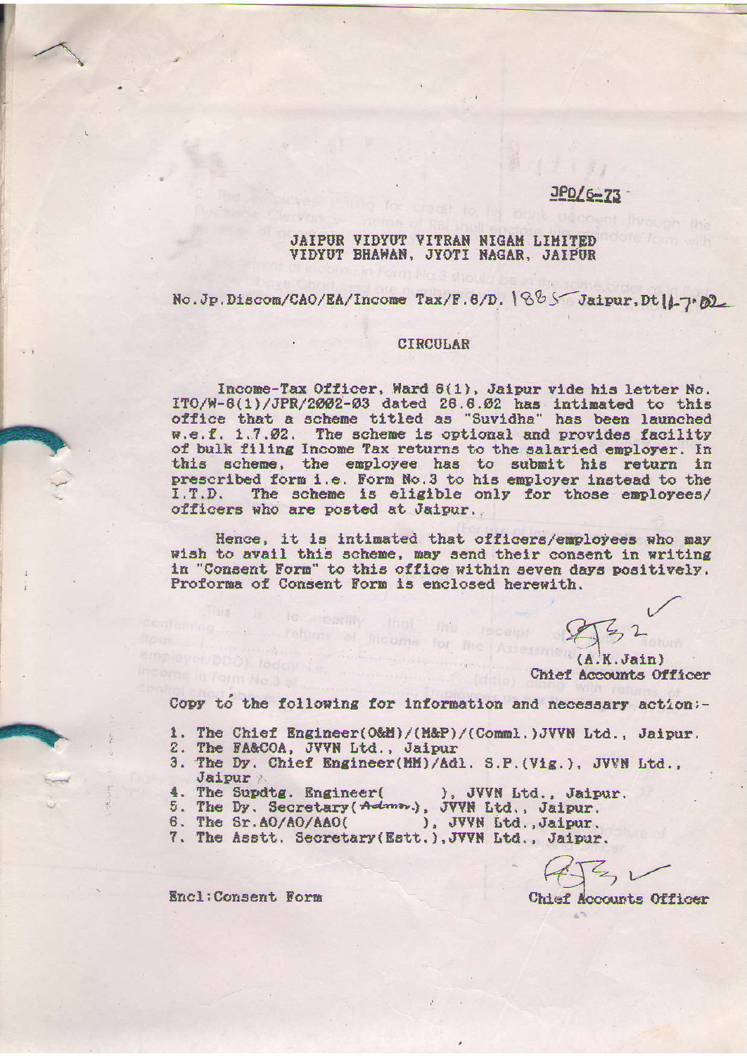JPD/6-73

**JAIPUR VIDYUT VITRAN NIGAM LIMITED**
**VIDYUT BHAWAN, JYOTI NAGAR, JAIPUR**

No.Jp.Discom/CAO/EA/Income Tax/F.8/D. 1885 Jaipur,Dt 11-7-02

## CIRCULAR

Income-Tax Officer, Ward 6(1), Jaipur vide his letter No. ITO/W-6(1)/JPR/2002-03 dated 26.6.02 has intimated to this office that a scheme titled as "Suvidha" has been launched w.e.f. 1.7.02. The scheme is optional and provides facility of bulk filing Income Tax returns to the salaried employer. In this scheme, the employee has to submit his return in prescribed form i.e. Form No.3 to his employer instead to the I.T.D. The scheme is eligible only for those employees/ officers who are posted at Jaipur.

Hence, it is intimated that officers/employees who may wish to avail this scheme, may send their consent in writing in "Consent Form" to this office within seven days positively. Proforma of Consent Form is enclosed herewith.

(A.K.Jain)
Chief Accounts Officer

Copy to the following for information and necessary action:-

1. The Chief Engineer(O&M)/(M&P)/(Comml.)JVVN Ltd., Jaipur.
2. The FA&COA, JVVN Ltd., Jaipur
3. The Dy. Chief Engineer(MM)/Adl. S.P.(Vig.), JVVN Ltd., Jaipur.
4. The Supdtg. Engineer(          ), JVVN Ltd., Jaipur.
5. The Dy. Secretary(Admn.), JVVN Ltd., Jaipur.
6. The Sr.AO/AO/AAO(          ), JVVN Ltd.,Jaipur.
7. The Asstt. Secretary(Estt.),JVVN Ltd., Jaipur.

Encl:Consent Form

Chief Accounts Officer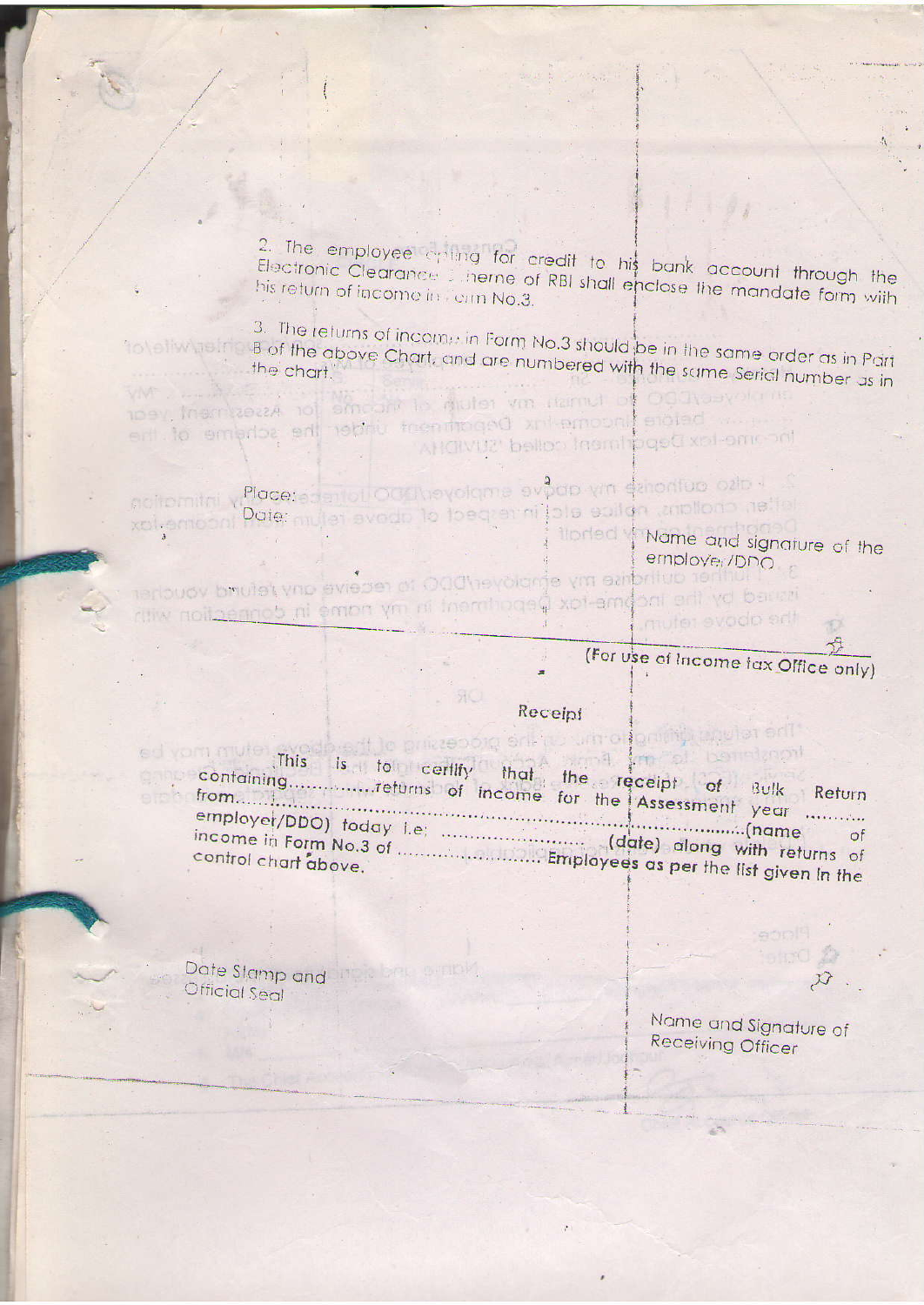2. The employee opting for credit to his bank account through the Electronic Clearance Scheme of RBI shall enclose the mandate form with his return of income in Form No.3.

3. The returns of income in Form No.3 should be in the same order as in Part B of the above Chart, and are numbered with the same Serial number as in the chart.

Place:

Date:

Name and signature of the employer/DDO

(For use of Income tax Office only)

## Receipt

This is to certify that the receipt of Bulk Return containing..............returns of income for the Assessment year ............ from.................................................................................(name of employer/DDO) today i.e: .......................... (date) along with returns of income in Form No.3 of ........................ Employees as per the list given in the control chart above.

Date Stamp and Official Seal

Name and Signature of Receiving Officer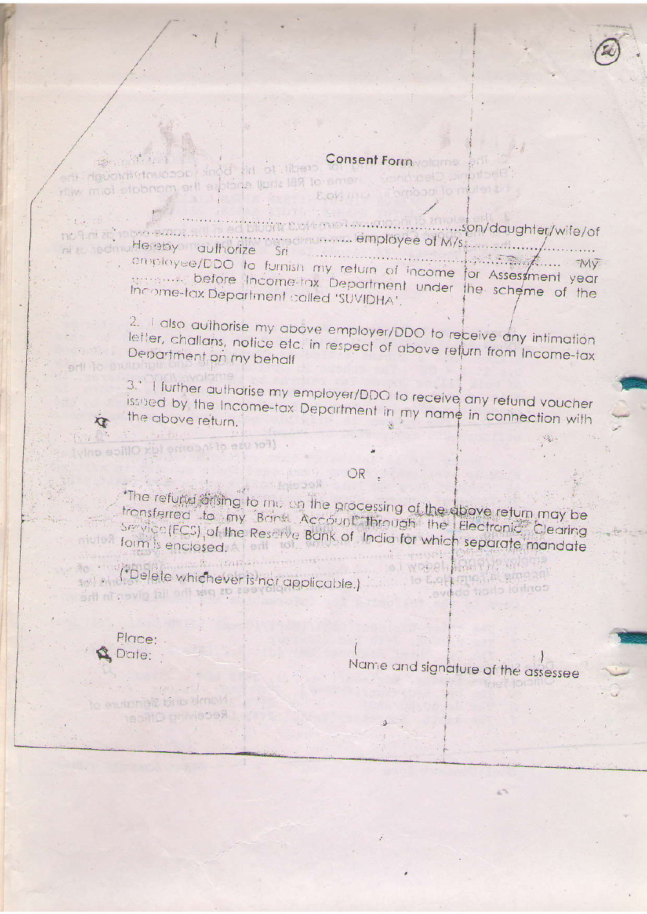## Consent Form

........................................................son/daughter/wife/of ........................................................ employee of M/s............................ Hereby authorize Sri ........................................................ My employee/DDO to furnish my return of income for Assessment year ........... before Income-tax Department under the scheme of the Income-tax Department called 'SUVIDHA'.

2. I also authorise my above employer/DDO to receive any intimation letter, challans, notice etc. in respect of above return from Income-tax Department on my behalf

3.* I further authorise my employer/DDO to receive any refund voucher issued by the Income-tax Department in my name in connection with the above return.

OR

*The refund arising to me on the processing of the above return may be transferred to my Bank Account through the Electronic Clearing Service (ECS) of the Reserve Bank of India for which separate mandate form is enclosed.

(*Delete whichever is not applicable.)

Place:

Date:

( )

Name and signature of the assessee